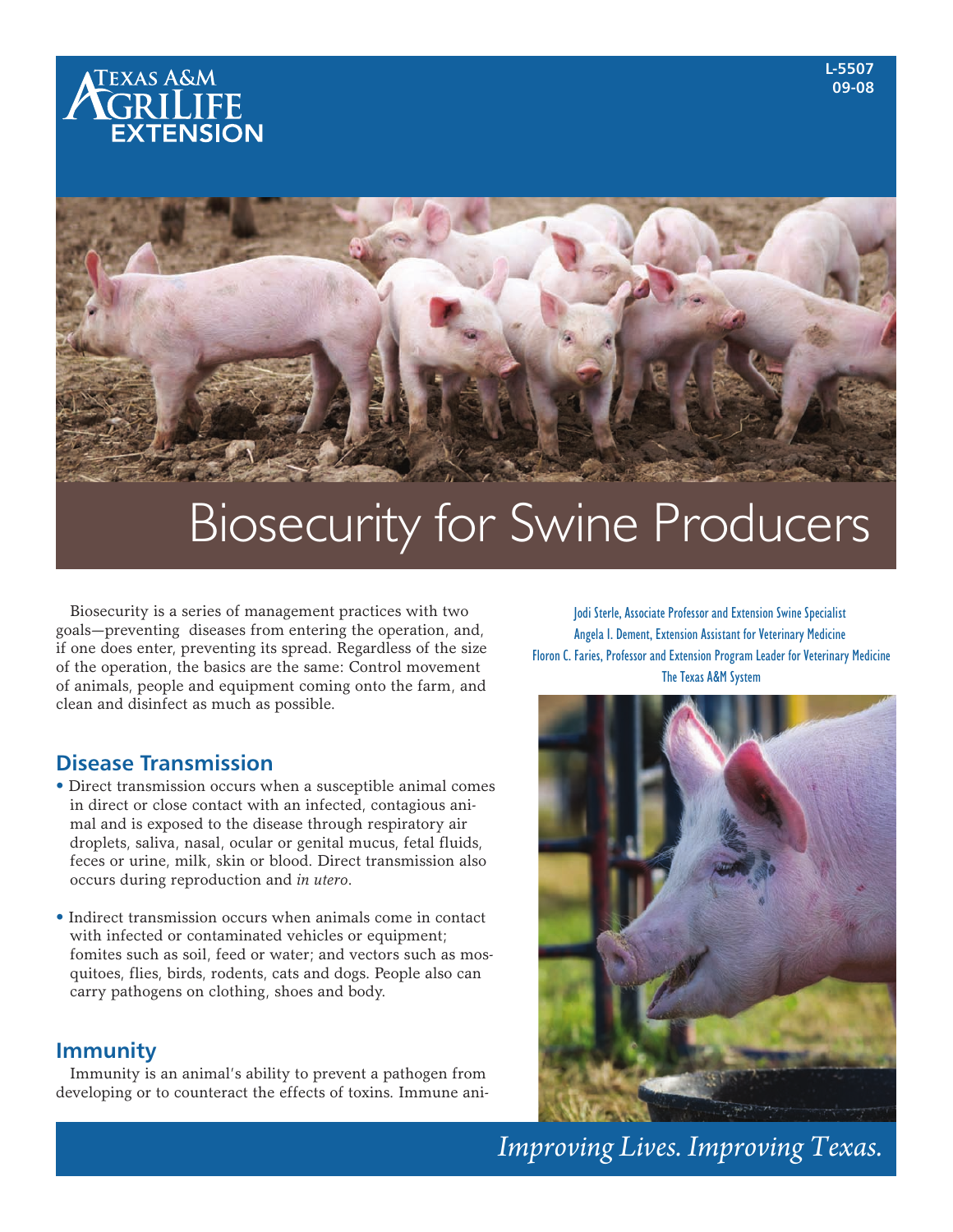Texas A&M AgriLife Extension

L-5507
09-08

# Biosecurity for Swine Producers

Jodi Sterle, Associate Professor and Extension Swine Specialist
Angela I. Dement, Extension Assistant for Veterinary Medicine
Floron C. Faries, Professor and Extension Program Leader for Veterinary Medicine
The Texas A&M System

Biosecurity is a series of management practices with two goals—preventing diseases from entering the operation, and, if one does enter, preventing its spread. Regardless of the size of the operation, the basics are the same: Control movement of animals, people and equipment coming onto the farm, and clean and disinfect as much as possible.

## Disease Transmission

- Direct transmission occurs when a susceptible animal comes in direct or close contact with an infected, contagious animal and is exposed to the disease through respiratory air droplets, saliva, nasal, ocular or genital mucus, fetal fluids, feces or urine, milk, skin or blood. Direct transmission also occurs during reproduction and *in utero*.

- Indirect transmission occurs when animals come in contact with infected or contaminated vehicles or equipment; fomites such as soil, feed or water; and vectors such as mosquitoes, flies, birds, rodents, cats and dogs. People also can carry pathogens on clothing, shoes and body.

## Immunity

Immunity is an animal's ability to prevent a pathogen from developing or to counteract the effects of toxins. Immune ani-

*Improving Lives. Improving Texas.*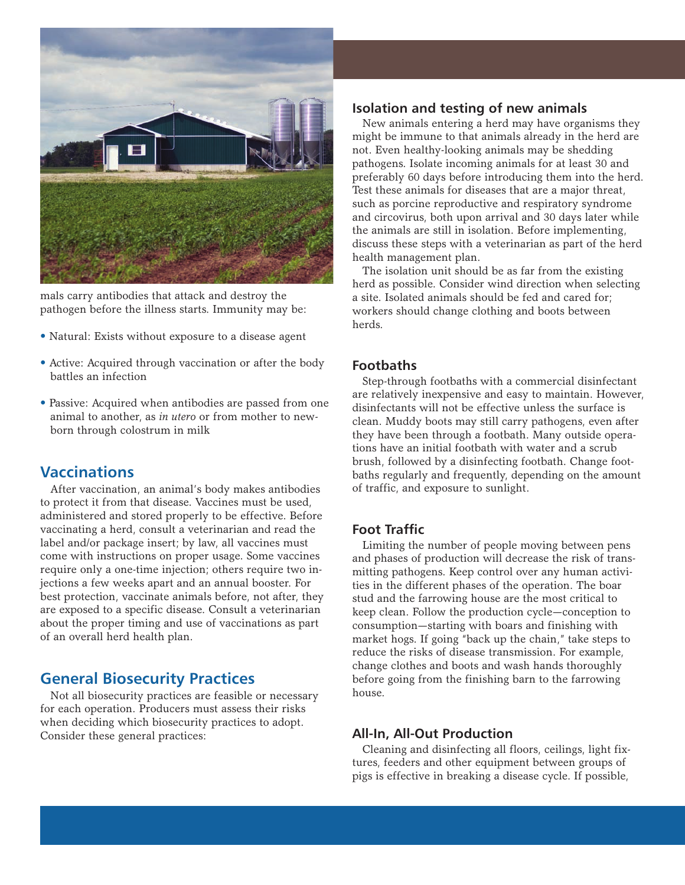mals carry antibodies that attack and destroy the pathogen before the illness starts. Immunity may be:

- Natural: Exists without exposure to a disease agent
- Active: Acquired through vaccination or after the body battles an infection
- Passive: Acquired when antibodies are passed from one animal to another, as *in utero* or from mother to newborn through colostrum in milk

## Vaccinations

After vaccination, an animal's body makes antibodies to protect it from that disease. Vaccines must be used, administered and stored properly to be effective. Before vaccinating a herd, consult a veterinarian and read the label and/or package insert; by law, all vaccines must come with instructions on proper usage. Some vaccines require only a one-time injection; others require two injections a few weeks apart and an annual booster. For best protection, vaccinate animals before, not after, they are exposed to a specific disease. Consult a veterinarian about the proper timing and use of vaccinations as part of an overall herd health plan.

## General Biosecurity Practices

Not all biosecurity practices are feasible or necessary for each operation. Producers must assess their risks when deciding which biosecurity practices to adopt. Consider these general practices:

### Isolation and testing of new animals

New animals entering a herd may have organisms they might be immune to that animals already in the herd are not. Even healthy-looking animals may be shedding pathogens. Isolate incoming animals for at least 30 and preferably 60 days before introducing them into the herd. Test these animals for diseases that are a major threat, such as porcine reproductive and respiratory syndrome and circovirus, both upon arrival and 30 days later while the animals are still in isolation. Before implementing, discuss these steps with a veterinarian as part of the herd health management plan.

The isolation unit should be as far from the existing herd as possible. Consider wind direction when selecting a site. Isolated animals should be fed and cared for; workers should change clothing and boots between herds.

### Footbaths

Step-through footbaths with a commercial disinfectant are relatively inexpensive and easy to maintain. However, disinfectants will not be effective unless the surface is clean. Muddy boots may still carry pathogens, even after they have been through a footbath. Many outside operations have an initial footbath with water and a scrub brush, followed by a disinfecting footbath. Change footbaths regularly and frequently, depending on the amount of traffic, and exposure to sunlight.

### Foot Traffic

Limiting the number of people moving between pens and phases of production will decrease the risk of transmitting pathogens. Keep control over any human activities in the different phases of the operation. The boar stud and the farrowing house are the most critical to keep clean. Follow the production cycle—conception to consumption—starting with boars and finishing with market hogs. If going "back up the chain," take steps to reduce the risks of disease transmission. For example, change clothes and boots and wash hands thoroughly before going from the finishing barn to the farrowing house.

### All-In, All-Out Production

Cleaning and disinfecting all floors, ceilings, light fixtures, feeders and other equipment between groups of pigs is effective in breaking a disease cycle. If possible,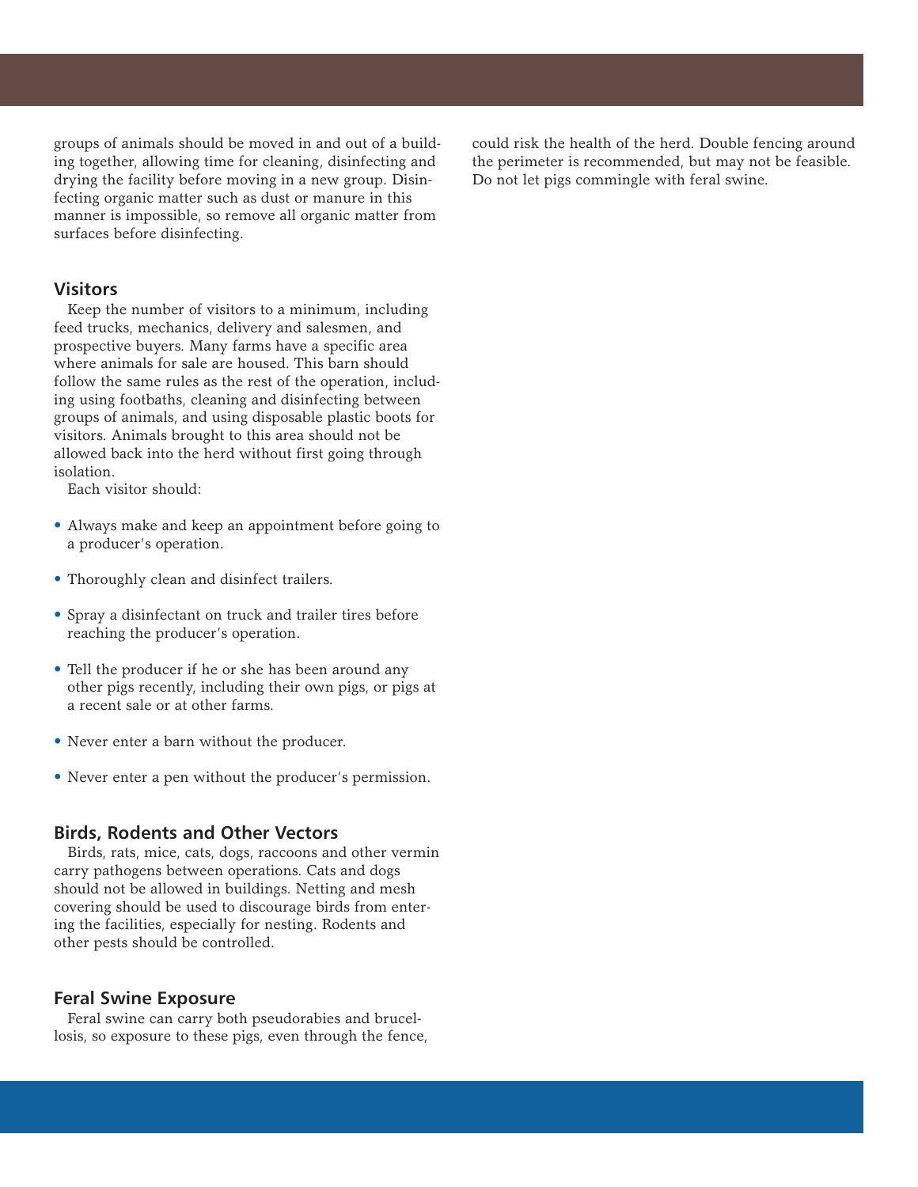groups of animals should be moved in and out of a building together, allowing time for cleaning, disinfecting and drying the facility before moving in a new group. Disinfecting organic matter such as dust or manure in this manner is impossible, so remove all organic matter from surfaces before disinfecting.

## Visitors

Keep the number of visitors to a minimum, including feed trucks, mechanics, delivery and salesmen, and prospective buyers. Many farms have a specific area where animals for sale are housed. This barn should follow the same rules as the rest of the operation, including using footbaths, cleaning and disinfecting between groups of animals, and using disposable plastic boots for visitors. Animals brought to this area should not be allowed back into the herd without first going through isolation.

Each visitor should:

- Always make and keep an appointment before going to a producer's operation.
- Thoroughly clean and disinfect trailers.
- Spray a disinfectant on truck and trailer tires before reaching the producer's operation.
- Tell the producer if he or she has been around any other pigs recently, including their own pigs, or pigs at a recent sale or at other farms.
- Never enter a barn without the producer.
- Never enter a pen without the producer's permission.

## Birds, Rodents and Other Vectors

Birds, rats, mice, cats, dogs, raccoons and other vermin carry pathogens between operations. Cats and dogs should not be allowed in buildings. Netting and mesh covering should be used to discourage birds from entering the facilities, especially for nesting. Rodents and other pests should be controlled.

## Feral Swine Exposure

Feral swine can carry both pseudorabies and brucellosis, so exposure to these pigs, even through the fence, could risk the health of the herd. Double fencing around the perimeter is recommended, but may not be feasible. Do not let pigs commingle with feral swine.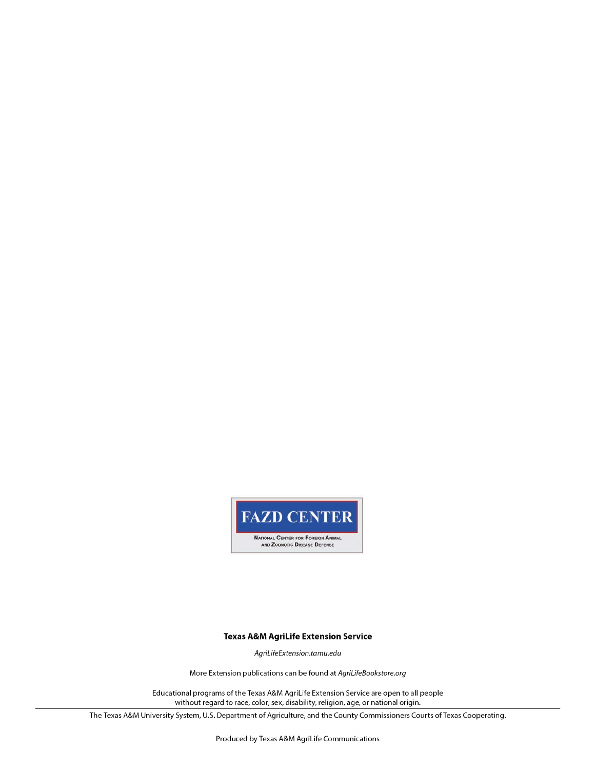FAZD CENTER

National Center for Foreign Animal and Zoonotic Disease Defense

**Texas A&M AgriLife Extension Service**

*AgriLifeExtension.tamu.edu*

More Extension publications can be found at *AgriLifeBookstore.org*

Educational programs of the Texas A&M AgriLife Extension Service are open to all people without regard to race, color, sex, disability, religion, age, or national origin.

The Texas A&M University System, U.S. Department of Agriculture, and the County Commissioners Courts of Texas Cooperating.

Produced by Texas A&M AgriLife Communications